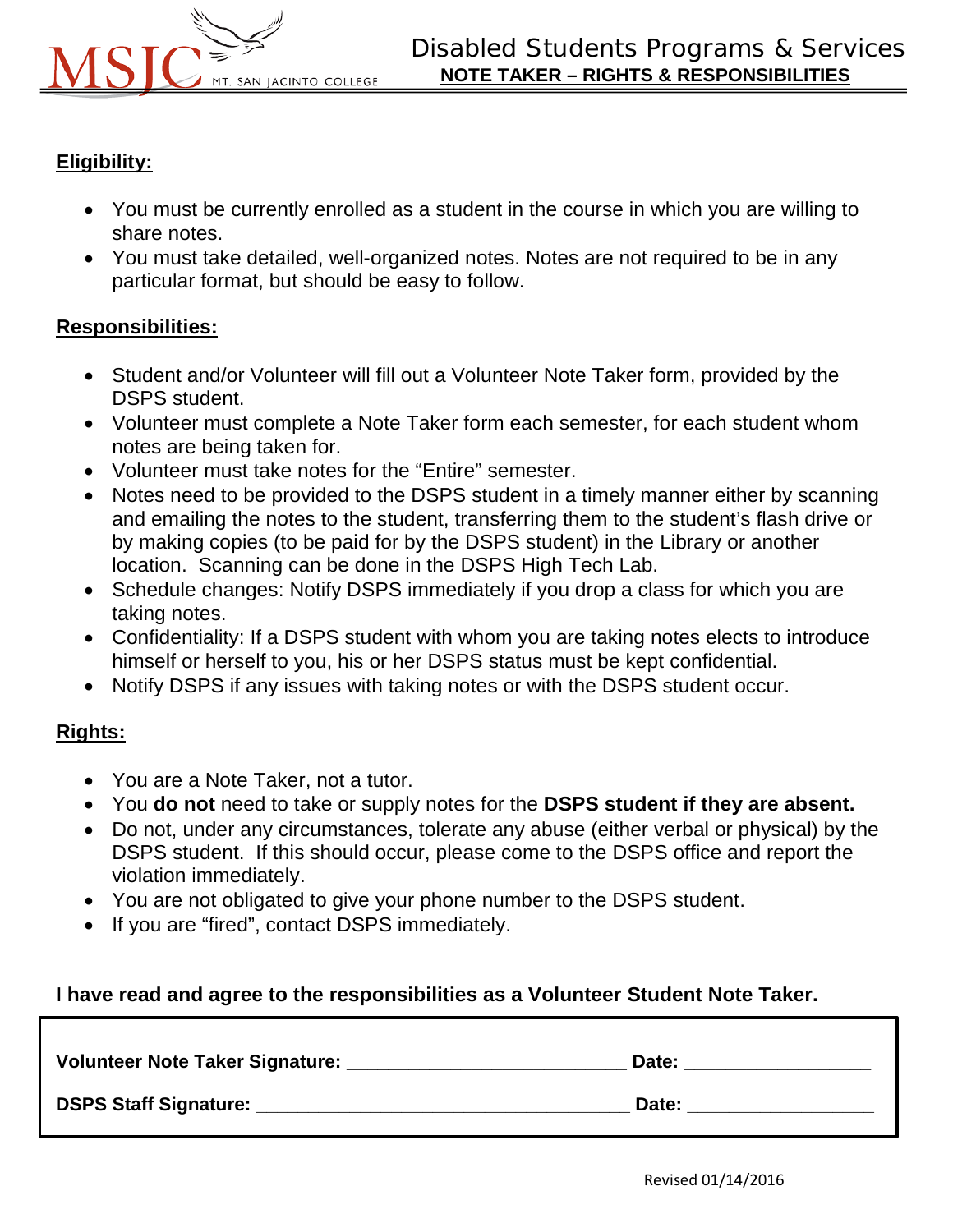# Disabled Students Programs & Services

## NOTE TAKER – RIGHTS & RESPONSIBILITIES

### Eligibility:

- You must be currently enrolled as a student in the course in which you are willing to share notes.
- You must take detailed, well-organized notes. Notes are not required to be in any particular format, but should be easy to follow.

### Responsibilities:

- Student and/or Volunteer will fill out a Volunteer Note Taker form, provided by the DSPS student.
- Volunteer must complete a Note Taker form each semester, for each student whom notes are being taken for.
- Volunteer must take notes for the "Entire" semester.
- Notes need to be provided to the DSPS student in a timely manner either by scanning and emailing the notes to the student, transferring them to the student's flash drive or by making copies (to be paid for by the DSPS student) in the Library or another location. Scanning can be done in the DSPS High Tech Lab.
- Schedule changes: Notify DSPS immediately if you drop a class for which you are taking notes.
- Confidentiality: If a DSPS student with whom you are taking notes elects to introduce himself or herself to you, his or her DSPS status must be kept confidential.
- Notify DSPS if any issues with taking notes or with the DSPS student occur.

### Rights:

- You are a Note Taker, not a tutor.
- You **do not** need to take or supply notes for the **DSPS student if they are absent.**
- Do not, under any circumstances, tolerate any abuse (either verbal or physical) by the DSPS student. If this should occur, please come to the DSPS office and report the violation immediately.
- You are not obligated to give your phone number to the DSPS student.
- If you are "fired", contact DSPS immediately.

**I have read and agree to the responsibilities as a Volunteer Student Note Taker.**

**Volunteer Note Taker Signature:** ___________________________ **Date:** __________________

**DSPS Staff Signature:** ___________________________________ **Date:** __________________

Revised 01/14/2016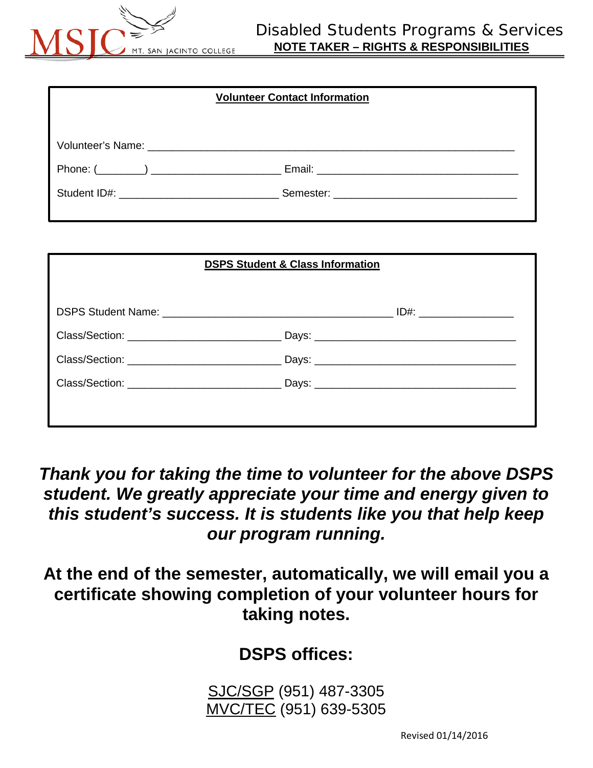Disabled Students Programs & Services

**NOTE TAKER – RIGHTS & RESPONSIBILITIES**

**Volunteer Contact Information**

Volunteer's Name: ____________________________________________________________

Phone: (________) ______________________ Email: __________________________________

Student ID#: ___________________________ Semester: ______________________________

**DSPS Student & Class Information**

DSPS Student Name: ________________________________________ ID#: ________________

Class/Section: __________________________ Days: __________________________________

Class/Section: __________________________ Days: __________________________________

Class/Section: __________________________ Days: __________________________________

***Thank you for taking the time to volunteer for the above DSPS student. We greatly appreciate your time and energy given to this student's success. It is students like you that help keep our program running.***

**At the end of the semester, automatically, we will email you a certificate showing completion of your volunteer hours for taking notes.**

**DSPS offices:**

SJC/SGP (951) 487-3305
MVC/TEC (951) 639-5305

Revised 01/14/2016